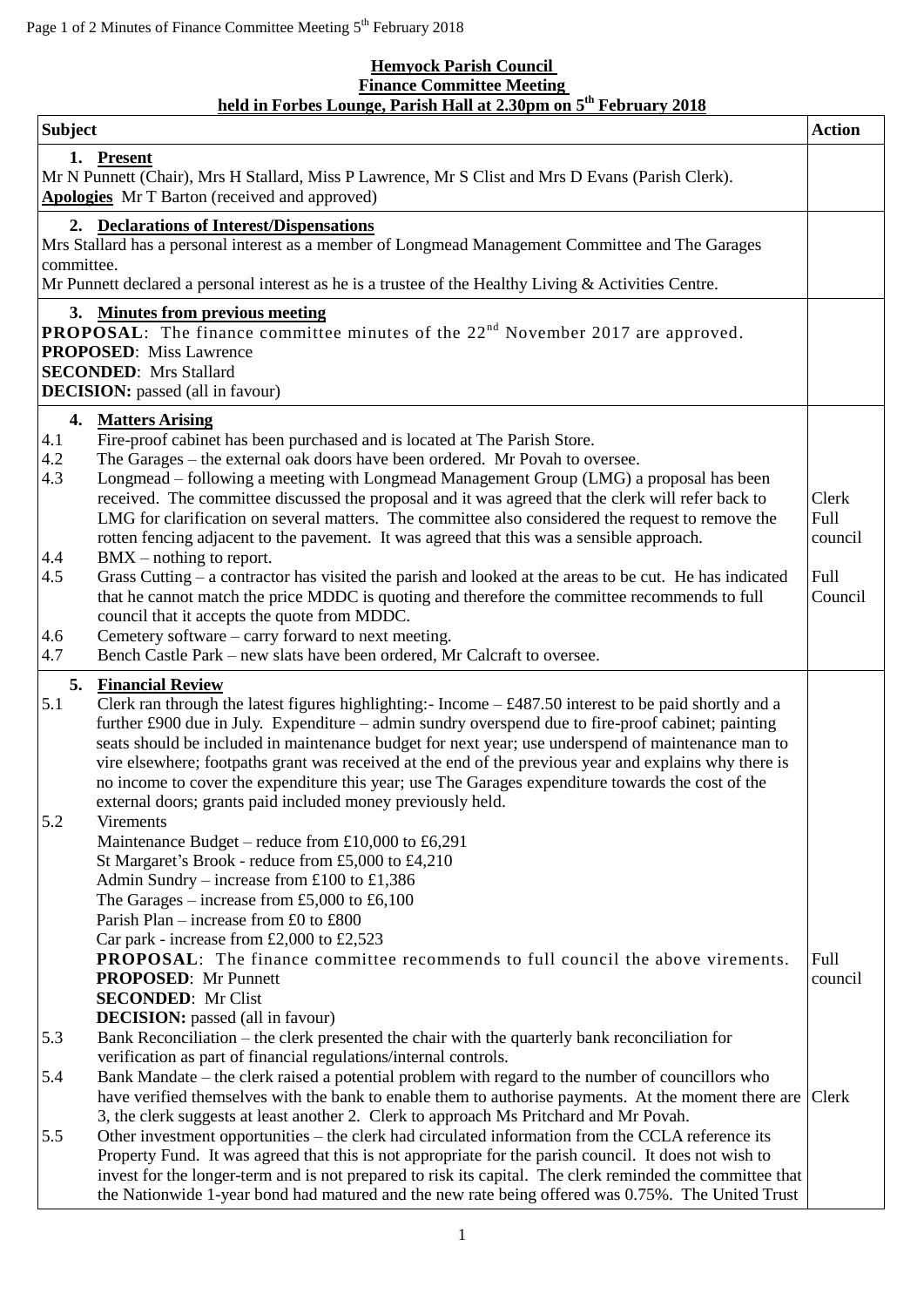**Hemyock Parish Council**
**Finance Committee Meeting**
**held in Forbes Lounge, Parish Hall at 2.30pm on 5th February 2018**

| Subject | Action |
|---|---|
| **1. Present**<br>Mr N Punnett (Chair), Mrs H Stallard, Miss P Lawrence, Mr S Clist and Mrs D Evans (Parish Clerk).<br>**Apologies** Mr T Barton (received and approved) | |
| **2. Declarations of Interest/Dispensations**<br>Mrs Stallard has a personal interest as a member of Longmead Management Committee and The Garages committee.<br>Mr Punnett declared a personal interest as he is a trustee of the Healthy Living & Activities Centre. | |
| **3. Minutes from previous meeting**<br>**PROPOSAL**: The finance committee minutes of the 22nd November 2017 are approved.<br>**PROPOSED**: Miss Lawrence<br>**SECONDED**: Mrs Stallard<br>**DECISION:** passed (all in favour) | |
| **4. Matters Arising**<br>4.1 Fire-proof cabinet has been purchased and is located at The Parish Store.<br>4.2 The Garages – the external oak doors have been ordered. Mr Povah to oversee.<br>4.3 Longmead – following a meeting with Longmead Management Group (LMG) a proposal has been received. The committee discussed the proposal and it was agreed that the clerk will refer back to LMG for clarification on several matters. The committee also considered the request to remove the rotten fencing adjacent to the pavement. It was agreed that this was a sensible approach.<br>4.4 BMX – nothing to report.<br>4.5 Grass Cutting – a contractor has visited the parish and looked at the areas to be cut. He has indicated that he cannot match the price MDDC is quoting and therefore the committee recommends to full council that it accepts the quote from MDDC.<br>4.6 Cemetery software – carry forward to next meeting.<br>4.7 Bench Castle Park – new slats have been ordered, Mr Calcraft to oversee. | Clerk<br>Full council<br><br>Full Council |
| **5. Financial Review**<br>5.1 Clerk ran through the latest figures highlighting:- Income – £487.50 interest to be paid shortly and a further £900 due in July. Expenditure – admin sundry overspend due to fire-proof cabinet; painting seats should be included in maintenance budget for next year; use underspend of maintenance man to vire elsewhere; footpaths grant was received at the end of the previous year and explains why there is no income to cover the expenditure this year; use The Garages expenditure towards the cost of the external doors; grants paid included money previously held.<br>5.2 Virements<br>Maintenance Budget – reduce from £10,000 to £6,291<br>St Margaret's Brook - reduce from £5,000 to £4,210<br>Admin Sundry – increase from £100 to £1,386<br>The Garages – increase from £5,000 to £6,100<br>Parish Plan – increase from £0 to £800<br>Car park - increase from £2,000 to £2,523<br>**PROPOSAL**: The finance committee recommends to full council the above virements.<br>**PROPOSED**: Mr Punnett<br>**SECONDED**: Mr Clist<br>**DECISION:** passed (all in favour)<br>5.3 Bank Reconciliation – the clerk presented the chair with the quarterly bank reconciliation for verification as part of financial regulations/internal controls.<br>5.4 Bank Mandate – the clerk raised a potential problem with regard to the number of councillors who have verified themselves with the bank to enable them to authorise payments. At the moment there are 3, the clerk suggests at least another 2. Clerk to approach Ms Pritchard and Mr Povah.<br>5.5 Other investment opportunities – the clerk had circulated information from the CCLA reference its Property Fund. It was agreed that this is not appropriate for the parish council. It does not wish to invest for the longer-term and is not prepared to risk its capital. The clerk reminded the committee that the Nationwide 1-year bond had matured and the new rate being offered was 0.75%. The United Trust | Full council<br><br>Clerk |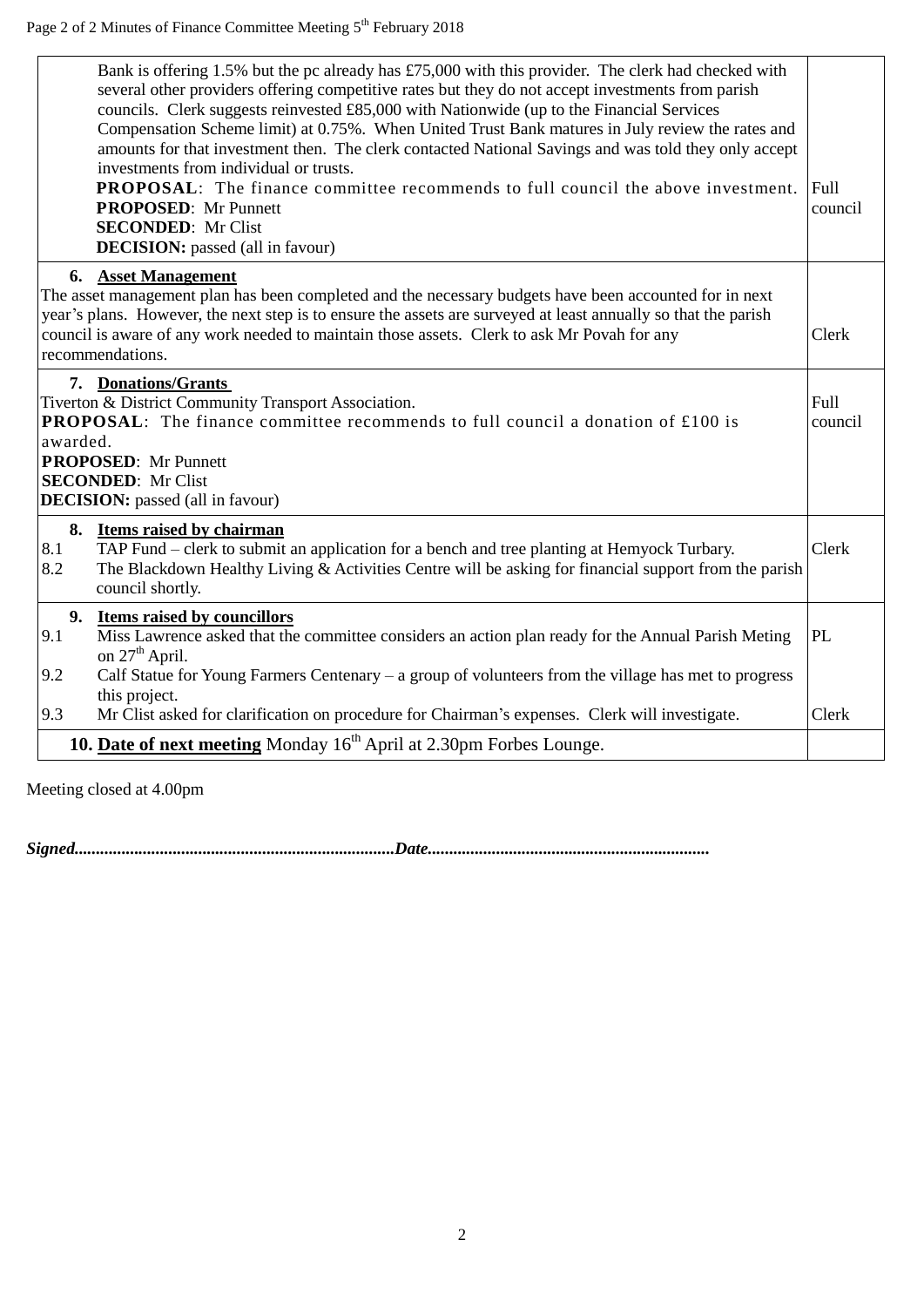| | |
|---|---|
| Bank is offering 1.5% but the pc already has £75,000 with this provider. The clerk had checked with several other providers offering competitive rates but they do not accept investments from parish councils. Clerk suggests reinvested £85,000 with Nationwide (up to the Financial Services Compensation Scheme limit) at 0.75%. When United Trust Bank matures in July review the rates and amounts for that investment then. The clerk contacted National Savings and was told they only accept investments from individual or trusts.<br>**PROPOSAL**: The finance committee recommends to full council the above investment.<br>**PROPOSED**: Mr Punnett<br>**SECONDED**: Mr Clist<br>**DECISION:** passed (all in favour) | Full council |
| **6. <u>Asset Management</u>**<br>The asset management plan has been completed and the necessary budgets have been accounted for in next year's plans. However, the next step is to ensure the assets are surveyed at least annually so that the parish council is aware of any work needed to maintain those assets. Clerk to ask Mr Povah for any recommendations. | Clerk |
| **7. <u>Donations/Grants</u>**<br>Tiverton & District Community Transport Association.<br>**PROPOSAL**: The finance committee recommends to full council a donation of £100 is awarded.<br>**PROPOSED**: Mr Punnett<br>**SECONDED**: Mr Clist<br>**DECISION:** passed (all in favour) | Full council |
| **8. <u>Items raised by chairman</u>**<br>8.1 TAP Fund – clerk to submit an application for a bench and tree planting at Hemyock Turbary.<br>8.2 The Blackdown Healthy Living & Activities Centre will be asking for financial support from the parish council shortly. | Clerk |
| **9. <u>Items raised by councillors</u>**<br>9.1 Miss Lawrence asked that the committee considers an action plan ready for the Annual Parish Meting on 27th April.<br>9.2 Calf Statue for Young Farmers Centenary – a group of volunteers from the village has met to progress this project.<br>9.3 Mr Clist asked for clarification on procedure for Chairman's expenses. Clerk will investigate. | PL<br><br>Clerk |
| **10. <u>Date of next meeting</u>** Monday 16th April at 2.30pm Forbes Lounge. | |

Meeting closed at 4.00pm

***Signed.........................................................................Date.................................................................***